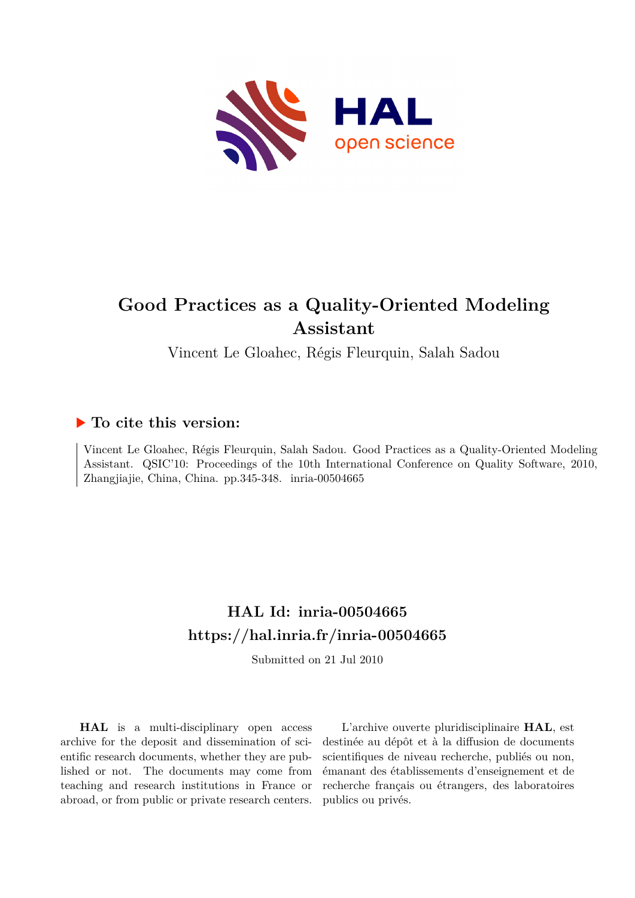# Good Practices as a Quality-Oriented Modeling Assistant

Vincent Le Gloahec, Régis Fleurquin, Salah Sadou

### ▶ To cite this version:

Vincent Le Gloahec, Régis Fleurquin, Salah Sadou. Good Practices as a Quality-Oriented Modeling Assistant. QSIC'10: Proceedings of the 10th International Conference on Quality Software, 2010, Zhangjiajie, China, China. pp.345-348. inria-00504665

## HAL Id: inria-00504665
## https://hal.inria.fr/inria-00504665

Submitted on 21 Jul 2010

**HAL** is a multi-disciplinary open access archive for the deposit and dissemination of scientific research documents, whether they are published or not. The documents may come from teaching and research institutions in France or abroad, or from public or private research centers.

L'archive ouverte pluridisciplinaire **HAL**, est destinée au dépôt et à la diffusion de documents scientifiques de niveau recherche, publiés ou non, émanant des établissements d'enseignement et de recherche français ou étrangers, des laboratoires publics ou privés.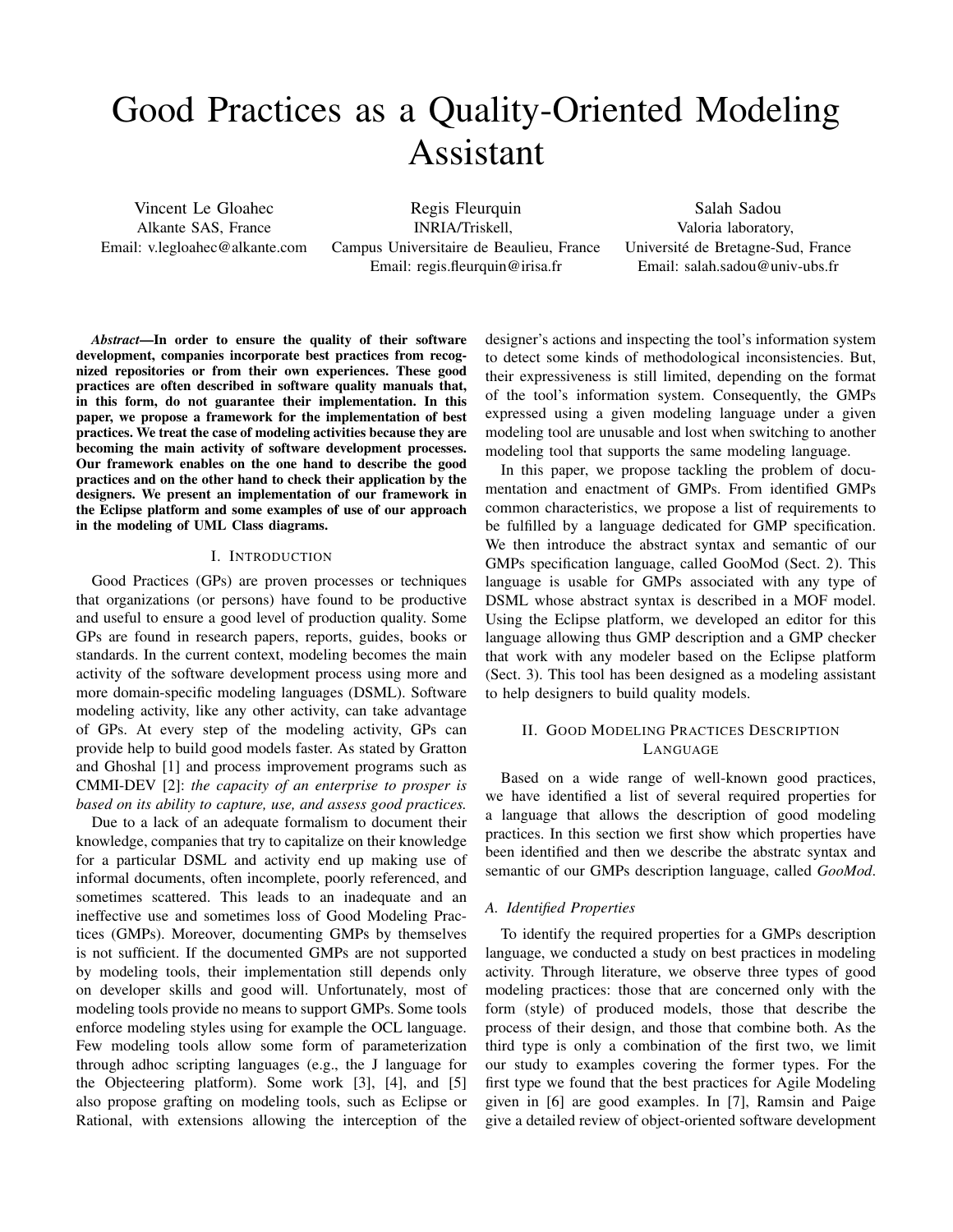# Good Practices as a Quality-Oriented Modeling Assistant

Vincent Le Gloahec
Alkante SAS, France
Email: v.legloahec@alkante.com

Regis Fleurquin
INRIA/Triskell,
Campus Universitaire de Beaulieu, France
Email: regis.fleurquin@irisa.fr

Salah Sadou
Valoria laboratory,
Université de Bretagne-Sud, France
Email: salah.sadou@univ-ubs.fr

***Abstract*—In order to ensure the quality of their software development, companies incorporate best practices from recognized repositories or from their own experiences. These good practices are often described in software quality manuals that, in this form, do not guarantee their implementation. In this paper, we propose a framework for the implementation of best practices. We treat the case of modeling activities because they are becoming the main activity of software development processes. Our framework enables on the one hand to describe the good practices and on the other hand to check their application by the designers. We present an implementation of our framework in the Eclipse platform and some examples of use of our approach in the modeling of UML Class diagrams.**

## I. Introduction

Good Practices (GPs) are proven processes or techniques that organizations (or persons) have found to be productive and useful to ensure a good level of production quality. Some GPs are found in research papers, reports, guides, books or standards. In the current context, modeling becomes the main activity of the software development process using more and more domain-specific modeling languages (DSML). Software modeling activity, like any other activity, can take advantage of GPs. At every step of the modeling activity, GPs can provide help to build good models faster. As stated by Gratton and Ghoshal [1] and process improvement programs such as CMMI-DEV [2]: *the capacity of an enterprise to prosper is based on its ability to capture, use, and assess good practices.*

Due to a lack of an adequate formalism to document their knowledge, companies that try to capitalize on their knowledge for a particular DSML and activity end up making use of informal documents, often incomplete, poorly referenced, and sometimes scattered. This leads to an inadequate and an ineffective use and sometimes loss of Good Modeling Practices (GMPs). Moreover, documenting GMPs by themselves is not sufficient. If the documented GMPs are not supported by modeling tools, their implementation still depends only on developer skills and good will. Unfortunately, most of modeling tools provide no means to support GMPs. Some tools enforce modeling styles using for example the OCL language. Few modeling tools allow some form of parameterization through adhoc scripting languages (e.g., the J language for the Objecteering platform). Some work [3], [4], and [5] also propose grafting on modeling tools, such as Eclipse or Rational, with extensions allowing the interception of the designer's actions and inspecting the tool's information system to detect some kinds of methodological inconsistencies. But, their expressiveness is still limited, depending on the format of the tool's information system. Consequently, the GMPs expressed using a given modeling language under a given modeling tool are unusable and lost when switching to another modeling tool that supports the same modeling language.

In this paper, we propose tackling the problem of documentation and enactment of GMPs. From identified GMPs common characteristics, we propose a list of requirements to be fulfilled by a language dedicated for GMP specification. We then introduce the abstract syntax and semantic of our GMPs specification language, called GooMod (Sect. 2). This language is usable for GMPs associated with any type of DSML whose abstract syntax is described in a MOF model. Using the Eclipse platform, we developed an editor for this language allowing thus GMP description and a GMP checker that work with any modeler based on the Eclipse platform (Sect. 3). This tool has been designed as a modeling assistant to help designers to build quality models.

## II. Good Modeling Practices Description Language

Based on a wide range of well-known good practices, we have identified a list of several required properties for a language that allows the description of good modeling practices. In this section we first show which properties have been identified and then we describe the abstratc syntax and semantic of our GMPs description language, called *GooMod*.

### A. Identified Properties

To identify the required properties for a GMPs description language, we conducted a study on best practices in modeling activity. Through literature, we observe three types of good modeling practices: those that are concerned only with the form (style) of produced models, those that describe the process of their design, and those that combine both. As the third type is only a combination of the first two, we limit our study to examples covering the former types. For the first type we found that the best practices for Agile Modeling given in [6] are good examples. In [7], Ramsin and Paige give a detailed review of object-oriented software development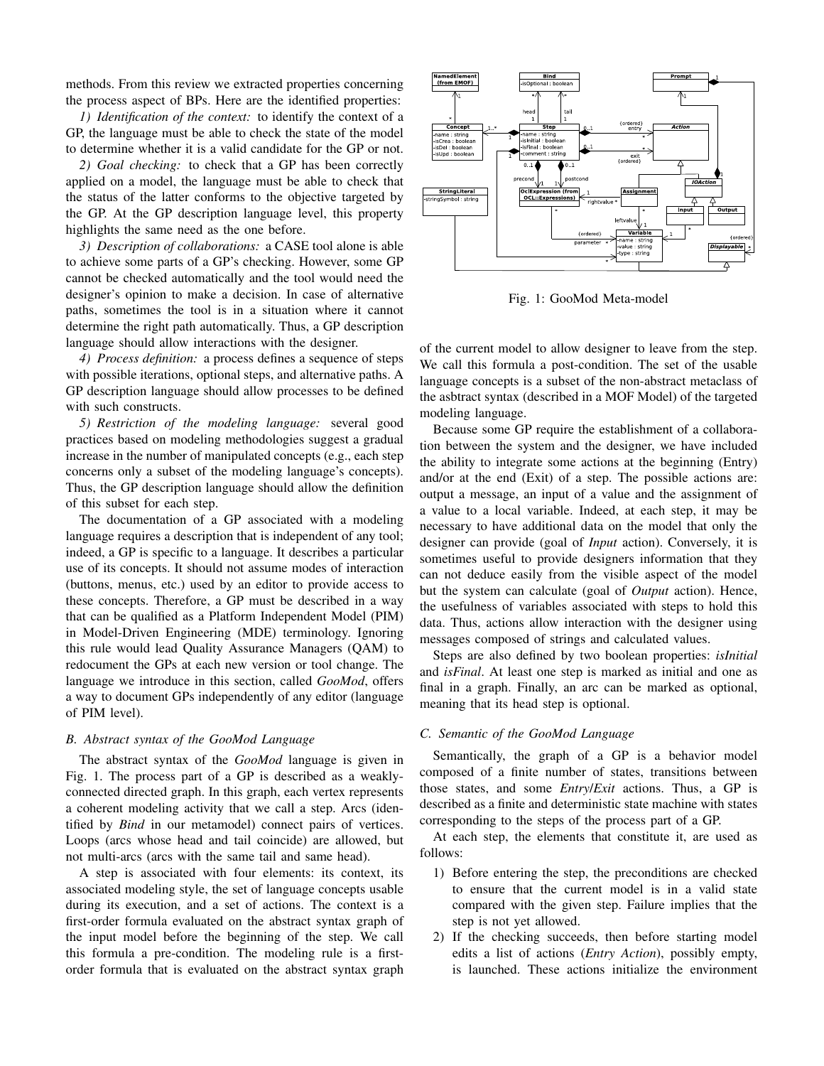methods. From this review we extracted properties concerning the process aspect of BPs. Here are the identified properties:

*1) Identification of the context:* to identify the context of a GP, the language must be able to check the state of the model to determine whether it is a valid candidate for the GP or not.

*2) Goal checking:* to check that a GP has been correctly applied on a model, the language must be able to check that the status of the latter conforms to the objective targeted by the GP. At the GP description language level, this property highlights the same need as the one before.

*3) Description of collaborations:* a CASE tool alone is able to achieve some parts of a GP's checking. However, some GP cannot be checked automatically and the tool would need the designer's opinion to make a decision. In case of alternative paths, sometimes the tool is in a situation where it cannot determine the right path automatically. Thus, a GP description language should allow interactions with the designer.

*4) Process definition:* a process defines a sequence of steps with possible iterations, optional steps, and alternative paths. A GP description language should allow processes to be defined with such constructs.

*5) Restriction of the modeling language:* several good practices based on modeling methodologies suggest a gradual increase in the number of manipulated concepts (e.g., each step concerns only a subset of the modeling language's concepts). Thus, the GP description language should allow the definition of this subset for each step.

The documentation of a GP associated with a modeling language requires a description that is independent of any tool; indeed, a GP is specific to a language. It describes a particular use of its concepts. It should not assume modes of interaction (buttons, menus, etc.) used by an editor to provide access to these concepts. Therefore, a GP must be described in a way that can be qualified as a Platform Independent Model (PIM) in Model-Driven Engineering (MDE) terminology. Ignoring this rule would lead Quality Assurance Managers (QAM) to redocument the GPs at each new version or tool change. The language we introduce in this section, called *GooMod*, offers a way to document GPs independently of any editor (language of PIM level).

### B. Abstract syntax of the GooMod Language

The abstract syntax of the *GooMod* language is given in Fig. 1. The process part of a GP is described as a weakly-connected directed graph. In this graph, each vertex represents a coherent modeling activity that we call a step. Arcs (identified by *Bind* in our metamodel) connect pairs of vertices. Loops (arcs whose head and tail coincide) are allowed, but not multi-arcs (arcs with the same tail and same head).

A step is associated with four elements: its context, its associated modeling style, the set of language concepts usable during its execution, and a set of actions. The context is a first-order formula evaluated on the abstract syntax graph of the input model before the beginning of the step. We call this formula a pre-condition. The modeling rule is a first-order formula that is evaluated on the abstract syntax graph

NamedElement (from EMOF)
Bind
-isOptional : boolean
Prompt
Concept
-name : string
-isCrea : boolean
-isDel : boolean
-isUpd : boolean
Step
-name : string
-isInitial : boolean
-isFinal : boolean
-comment : string
Action
head
tail
{ordered} entry
exit {ordered}
precond
postcond
StringLiteral
-stringSymbol : string
OclExpression (from OCL::Expressions)
Assignment
IOAction
Input
Output
rightvalue
leftvalue
Variable
-name : string
-value : string
-type : string
parameter
{ordered}
Displayable

Fig. 1: GooMod Meta-model

of the current model to allow designer to leave from the step. We call this formula a post-condition. The set of the usable language concepts is a subset of the non-abstract metaclass of the asbtract syntax (described in a MOF Model) of the targeted modeling language.

Because some GP require the establishment of a collaboration between the system and the designer, we have included the ability to integrate some actions at the beginning (Entry) and/or at the end (Exit) of a step. The possible actions are: output a message, an input of a value and the assignment of a value to a local variable. Indeed, at each step, it may be necessary to have additional data on the model that only the designer can provide (goal of *Input* action). Conversely, it is sometimes useful to provide designers information that they can not deduce easily from the visible aspect of the model but the system can calculate (goal of *Output* action). Hence, the usefulness of variables associated with steps to hold this data. Thus, actions allow interaction with the designer using messages composed of strings and calculated values.

Steps are also defined by two boolean properties: *isInitial* and *isFinal*. At least one step is marked as initial and one as final in a graph. Finally, an arc can be marked as optional, meaning that its head step is optional.

### C. Semantic of the GooMod Language

Semantically, the graph of a GP is a behavior model composed of a finite number of states, transitions between those states, and some *Entry*/*Exit* actions. Thus, a GP is described as a finite and deterministic state machine with states corresponding to the steps of the process part of a GP.

At each step, the elements that constitute it, are used as follows:

1) Before entering the step, the preconditions are checked to ensure that the current model is in a valid state compared with the given step. Failure implies that the step is not yet allowed.
2) If the checking succeeds, then before starting model edits a list of actions (*Entry Action*), possibly empty, is launched. These actions initialize the environment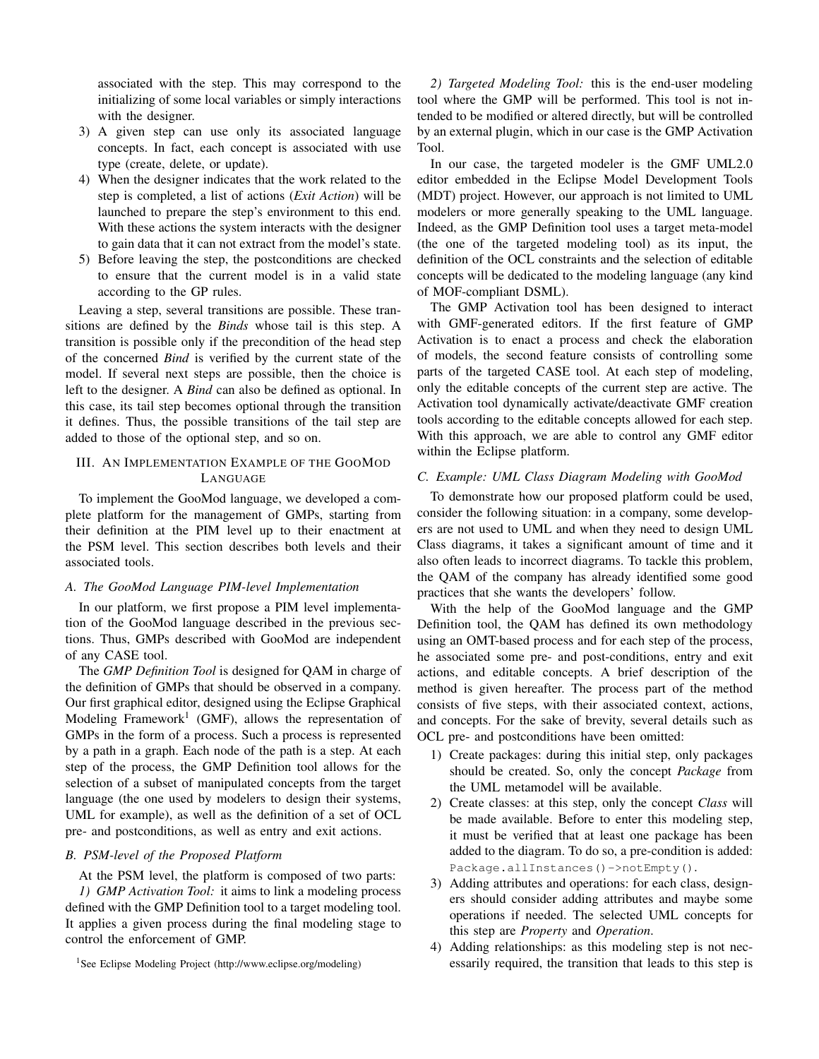associated with the step. This may correspond to the initializing of some local variables or simply interactions with the designer.

3) A given step can use only its associated language concepts. In fact, each concept is associated with use type (create, delete, or update).
4) When the designer indicates that the work related to the step is completed, a list of actions (*Exit Action*) will be launched to prepare the step's environment to this end. With these actions the system interacts with the designer to gain data that it can not extract from the model's state.
5) Before leaving the step, the postconditions are checked to ensure that the current model is in a valid state according to the GP rules.

Leaving a step, several transitions are possible. These transitions are defined by the *Binds* whose tail is this step. A transition is possible only if the precondition of the head step of the concerned *Bind* is verified by the current state of the model. If several next steps are possible, then the choice is left to the designer. A *Bind* can also be defined as optional. In this case, its tail step becomes optional through the transition it defines. Thus, the possible transitions of the tail step are added to those of the optional step, and so on.

## III. An Implementation Example of the GooMod Language

To implement the GooMod language, we developed a complete platform for the management of GMPs, starting from their definition at the PIM level up to their enactment at the PSM level. This section describes both levels and their associated tools.

### A. The GooMod Language PIM-level Implementation

In our platform, we first propose a PIM level implementation of the GooMod language described in the previous sections. Thus, GMPs described with GooMod are independent of any CASE tool.

The *GMP Definition Tool* is designed for QAM in charge of the definition of GMPs that should be observed in a company. Our first graphical editor, designed using the Eclipse Graphical Modeling Framework[1] (GMF), allows the representation of GMPs in the form of a process. Such a process is represented by a path in a graph. Each node of the path is a step. At each step of the process, the GMP Definition tool allows for the selection of a subset of manipulated concepts from the target language (the one used by modelers to design their systems, UML for example), as well as the definition of a set of OCL pre- and postconditions, as well as entry and exit actions.

### B. PSM-level of the Proposed Platform

At the PSM level, the platform is composed of two parts:

*1) GMP Activation Tool:* it aims to link a modeling process defined with the GMP Definition tool to a target modeling tool. It applies a given process during the final modeling stage to control the enforcement of GMP.

*2) Targeted Modeling Tool:* this is the end-user modeling tool where the GMP will be performed. This tool is not intended to be modified or altered directly, but will be controlled by an external plugin, which in our case is the GMP Activation Tool.

In our case, the targeted modeler is the GMF UML2.0 editor embedded in the Eclipse Model Development Tools (MDT) project. However, our approach is not limited to UML modelers or more generally speaking to the UML language. Indeed, as the GMP Definition tool uses a target meta-model (the one of the targeted modeling tool) as its input, the definition of the OCL constraints and the selection of editable concepts will be dedicated to the modeling language (any kind of MOF-compliant DSML).

The GMP Activation tool has been designed to interact with GMF-generated editors. If the first feature of GMP Activation is to enact a process and check the elaboration of models, the second feature consists of controlling some parts of the targeted CASE tool. At each step of modeling, only the editable concepts of the current step are active. The Activation tool dynamically activate/deactivate GMF creation tools according to the editable concepts allowed for each step. With this approach, we are able to control any GMF editor within the Eclipse platform.

### C. Example: UML Class Diagram Modeling with GooMod

To demonstrate how our proposed platform could be used, consider the following situation: in a company, some developers are not used to UML and when they need to design UML Class diagrams, it takes a significant amount of time and it also often leads to incorrect diagrams. To tackle this problem, the QAM of the company has already identified some good practices that she wants the developers' follow.

With the help of the GooMod language and the GMP Definition tool, the QAM has defined its own methodology using an OMT-based process and for each step of the process, he associated some pre- and post-conditions, entry and exit actions, and editable concepts. A brief description of the method is given hereafter. The process part of the method consists of five steps, with their associated context, actions, and concepts. For the sake of brevity, several details such as OCL pre- and postconditions have been omitted:

1) Create packages: during this initial step, only packages should be created. So, only the concept *Package* from the UML metamodel will be available.
2) Create classes: at this step, only the concept *Class* will be made available. Before to enter this modeling step, it must be verified that at least one package has been added to the diagram. To do so, a pre-condition is added: `Package.allInstances()->notEmpty()`.
3) Adding attributes and operations: for each class, designers should consider adding attributes and maybe some operations if needed. The selected UML concepts for this step are *Property* and *Operation*.
4) Adding relationships: as this modeling step is not necessarily required, the transition that leads to this step is

[1] See Eclipse Modeling Project (http://www.eclipse.org/modeling)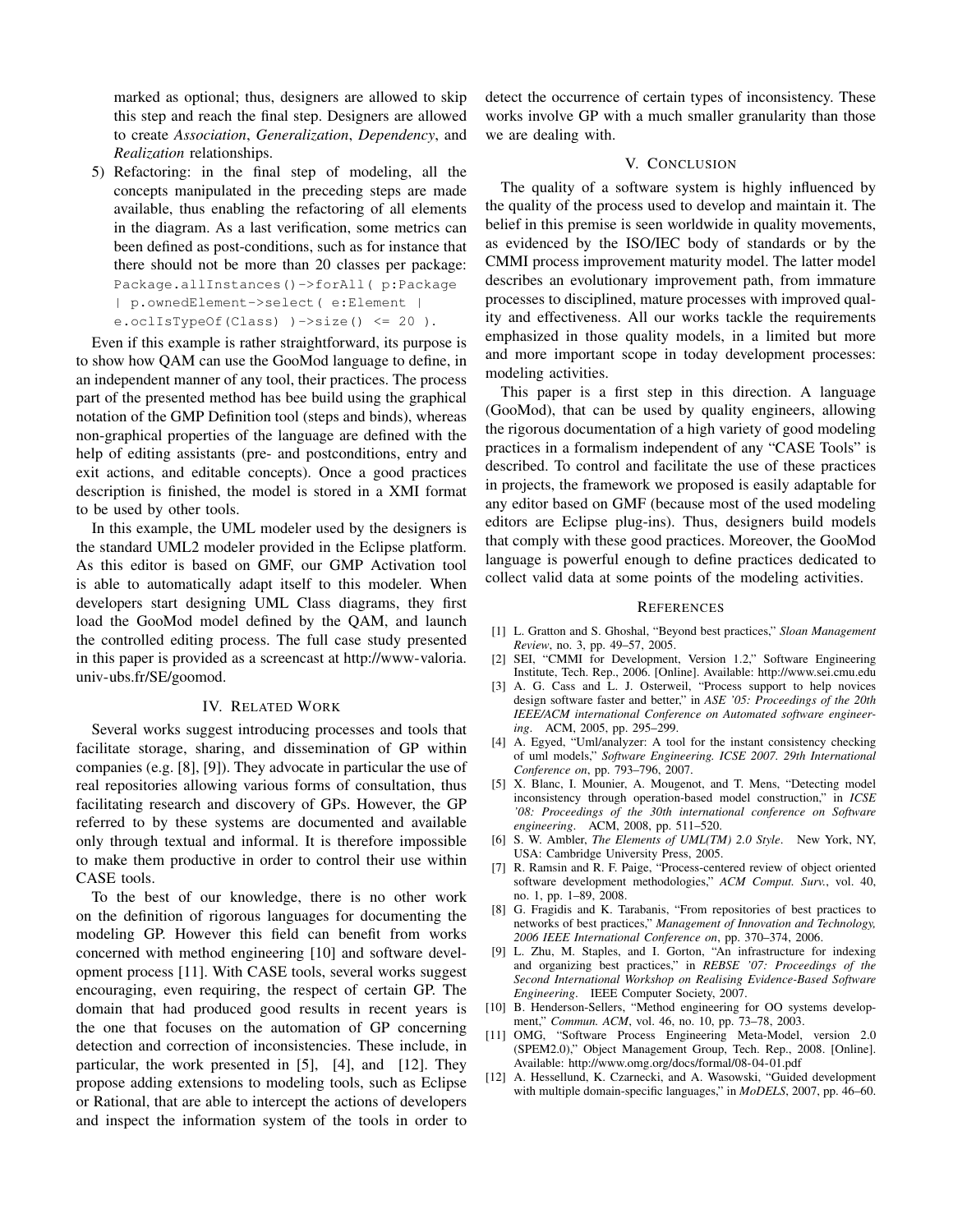marked as optional; thus, designers are allowed to skip this step and reach the final step. Designers are allowed to create *Association*, *Generalization*, *Dependency*, and *Realization* relationships.

5) Refactoring: in the final step of modeling, all the concepts manipulated in the preceding steps are made available, thus enabling the refactoring of all elements in the diagram. As a last verification, some metrics can been defined as post-conditions, such as for instance that there should not be more than 20 classes per package: `Package.allInstances()->forAll( p:Package | p.ownedElement->select( e:Element | e.oclIsTypeOf(Class) )->size() <= 20 ).`

Even if this example is rather straightforward, its purpose is to show how QAM can use the GooMod language to define, in an independent manner of any tool, their practices. The process part of the presented method has bee build using the graphical notation of the GMP Definition tool (steps and binds), whereas non-graphical properties of the language are defined with the help of editing assistants (pre- and postconditions, entry and exit actions, and editable concepts). Once a good practices description is finished, the model is stored in a XMI format to be used by other tools.

In this example, the UML modeler used by the designers is the standard UML2 modeler provided in the Eclipse platform. As this editor is based on GMF, our GMP Activation tool is able to automatically adapt itself to this modeler. When developers start designing UML Class diagrams, they first load the GooMod model defined by the QAM, and launch the controlled editing process. The full case study presented in this paper is provided as a screencast at http://www-valoria.univ-ubs.fr/SE/goomod.

## IV. Related Work

Several works suggest introducing processes and tools that facilitate storage, sharing, and dissemination of GP within companies (e.g. [8], [9]). They advocate in particular the use of real repositories allowing various forms of consultation, thus facilitating research and discovery of GPs. However, the GP referred to by these systems are documented and available only through textual and informal. It is therefore impossible to make them productive in order to control their use within CASE tools.

To the best of our knowledge, there is no other work on the definition of rigorous languages for documenting the modeling GP. However this field can benefit from works concerned with method engineering [10] and software development process [11]. With CASE tools, several works suggest encouraging, even requiring, the respect of certain GP. The domain that had produced good results in recent years is the one that focuses on the automation of GP concerning detection and correction of inconsistencies. These include, in particular, the work presented in [5], [4], and [12]. They propose adding extensions to modeling tools, such as Eclipse or Rational, that are able to intercept the actions of developers and inspect the information system of the tools in order to detect the occurrence of certain types of inconsistency. These works involve GP with a much smaller granularity than those we are dealing with.

## V. Conclusion

The quality of a software system is highly influenced by the quality of the process used to develop and maintain it. The belief in this premise is seen worldwide in quality movements, as evidenced by the ISO/IEC body of standards or by the CMMI process improvement maturity model. The latter model describes an evolutionary improvement path, from immature processes to disciplined, mature processes with improved quality and effectiveness. All our works tackle the requirements emphasized in those quality models, in a limited but more and more important scope in today development processes: modeling activities.

This paper is a first step in this direction. A language (GooMod), that can be used by quality engineers, allowing the rigorous documentation of a high variety of good modeling practices in a formalism independent of any "CASE Tools" is described. To control and facilitate the use of these practices in projects, the framework we proposed is easily adaptable for any editor based on GMF (because most of the used modeling editors are Eclipse plug-ins). Thus, designers build models that comply with these good practices. Moreover, the GooMod language is powerful enough to define practices dedicated to collect valid data at some points of the modeling activities.

## References

[1] L. Gratton and S. Ghoshal, "Beyond best practices," *Sloan Management Review*, no. 3, pp. 49–57, 2005.

[2] SEI, "CMMI for Development, Version 1.2," Software Engineering Institute, Tech. Rep., 2006. [Online]. Available: http://www.sei.cmu.edu

[3] A. G. Cass and L. J. Osterweil, "Process support to help novices design software faster and better," in *ASE '05: Proceedings of the 20th IEEE/ACM international Conference on Automated software engineering*. ACM, 2005, pp. 295–299.

[4] A. Egyed, "Uml/analyzer: A tool for the instant consistency checking of uml models," *Software Engineering. ICSE 2007. 29th International Conference on*, pp. 793–796, 2007.

[5] X. Blanc, I. Mounier, A. Mougenot, and T. Mens, "Detecting model inconsistency through operation-based model construction," in *ICSE '08: Proceedings of the 30th international conference on Software engineering*. ACM, 2008, pp. 511–520.

[6] S. W. Ambler, *The Elements of UML(TM) 2.0 Style*. New York, NY, USA: Cambridge University Press, 2005.

[7] R. Ramsin and R. F. Paige, "Process-centered review of object oriented software development methodologies," *ACM Comput. Surv.*, vol. 40, no. 1, pp. 1–89, 2008.

[8] G. Fragidis and K. Tarabanis, "From repositories of best practices to networks of best practices," *Management of Innovation and Technology, 2006 IEEE International Conference on*, pp. 370–374, 2006.

[9] L. Zhu, M. Staples, and I. Gorton, "An infrastructure for indexing and organizing best practices," in *REBSE '07: Proceedings of the Second International Workshop on Realising Evidence-Based Software Engineering*. IEEE Computer Society, 2007.

[10] B. Henderson-Sellers, "Method engineering for OO systems development," *Commun. ACM*, vol. 46, no. 10, pp. 73–78, 2003.

[11] OMG, "Software Process Engineering Meta-Model, version 2.0 (SPEM2.0)," Object Management Group, Tech. Rep., 2008. [Online]. Available: http://www.omg.org/docs/formal/08-04-01.pdf

[12] A. Hessellund, K. Czarnecki, and A. Wasowski, "Guided development with multiple domain-specific languages," in *MoDELS*, 2007, pp. 46–60.